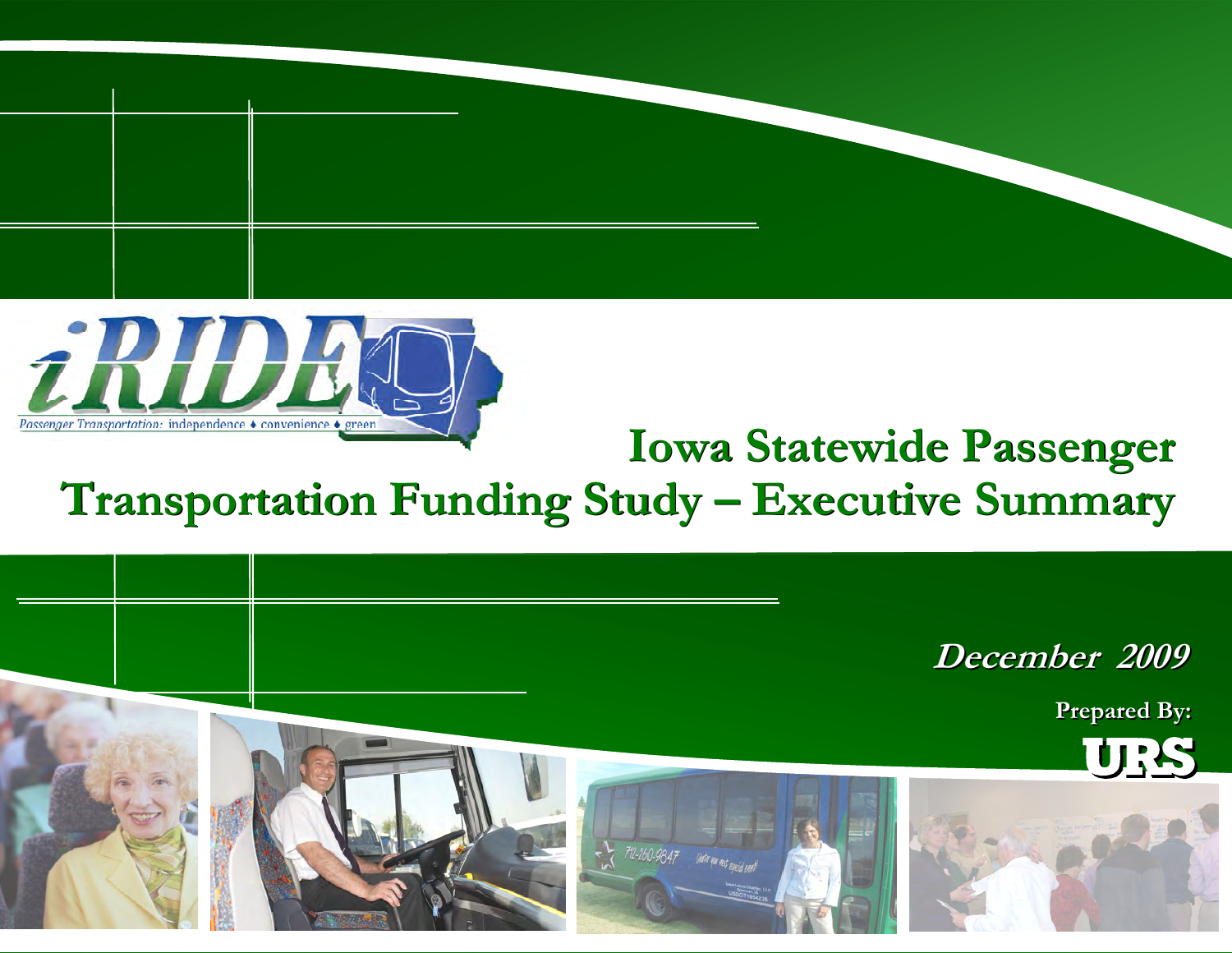iRIDE

Passenger Transportation: independence ♦ convenience ♦ green

# Iowa Statewide Passenger Transportation Funding Study – Executive Summary

***December 2009***

**Prepared By:**

**URS**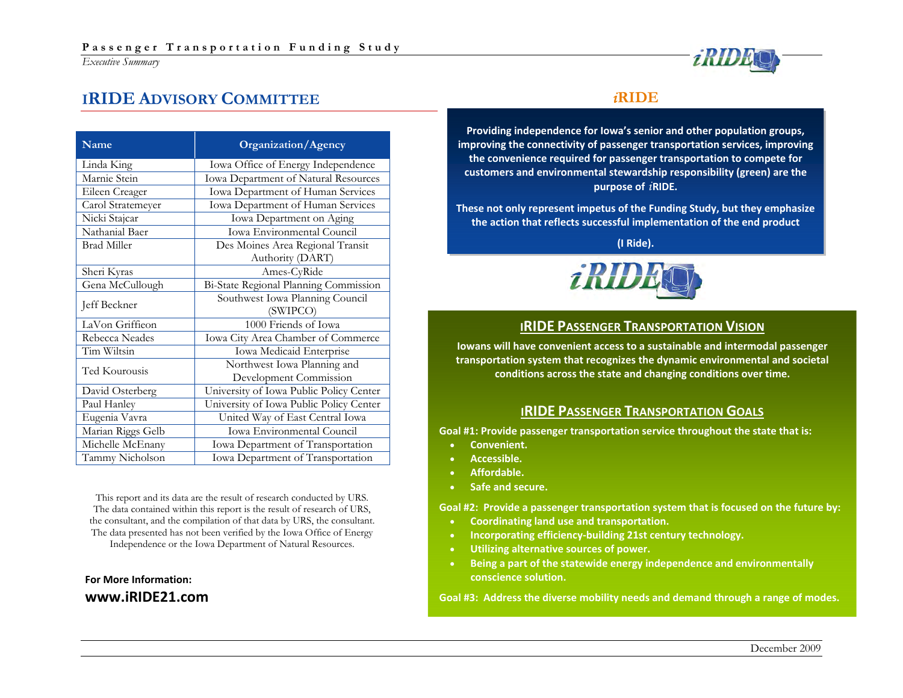## iRIDE Advisory Committee

| Name | Organization/Agency |
|---|---|
| Linda King | Iowa Office of Energy Independence |
| Marnie Stein | Iowa Department of Natural Resources |
| Eileen Creager | Iowa Department of Human Services |
| Carol Stratemeyer | Iowa Department of Human Services |
| Nicki Stajcar | Iowa Department on Aging |
| Nathanial Baer | Iowa Environmental Council |
| Brad Miller | Des Moines Area Regional Transit Authority (DART) |
| Sheri Kyras | Ames-CyRide |
| Gena McCullough | Bi-State Regional Planning Commission |
| Jeff Beckner | Southwest Iowa Planning Council (SWIPCO) |
| LaVon Griffieon | 1000 Friends of Iowa |
| Rebecca Neades | Iowa City Area Chamber of Commerce |
| Tim Wiltsin | Iowa Medicaid Enterprise |
| Ted Kourousis | Northwest Iowa Planning and Development Commission |
| David Osterberg | University of Iowa Public Policy Center |
| Paul Hanley | University of Iowa Public Policy Center |
| Eugenia Vavra | United Way of East Central Iowa |
| Marian Riggs Gelb | Iowa Environmental Council |
| Michelle McEnany | Iowa Department of Transportation |
| Tammy Nicholson | Iowa Department of Transportation |

This report and its data are the result of research conducted by URS. The data contained within this report is the result of research of URS, the consultant, and the compilation of that data by URS, the consultant. The data presented has not been verified by the Iowa Office of Energy Independence or the Iowa Department of Natural Resources.

**For More Information:**
**www.iRIDE21.com**

## *i*RIDE

**Providing independence for Iowa's senior and other population groups, improving the connectivity of passenger transportation services, improving the convenience required for passenger transportation to compete for customers and environmental stewardship responsibility (green) are the purpose of *i*RIDE.**

**These not only represent impetus of the Funding Study, but they emphasize the action that reflects successful implementation of the end product**

**(I Ride).**

### iRIDE Passenger Transportation Vision

**Iowans will have convenient access to a sustainable and intermodal passenger transportation system that recognizes the dynamic environmental and societal conditions across the state and changing conditions over time.**

### iRIDE Passenger Transportation Goals

**Goal #1: Provide passenger transportation service throughout the state that is:**

- **Convenient.**
- **Accessible.**
- **Affordable.**
- **Safe and secure.**

**Goal #2: Provide a passenger transportation system that is focused on the future by:**

- **Coordinating land use and transportation.**
- **Incorporating efficiency-building 21st century technology.**
- **Utilizing alternative sources of power.**
- **Being a part of the statewide energy independence and environmentally conscience solution.**

**Goal #3: Address the diverse mobility needs and demand through a range of modes.**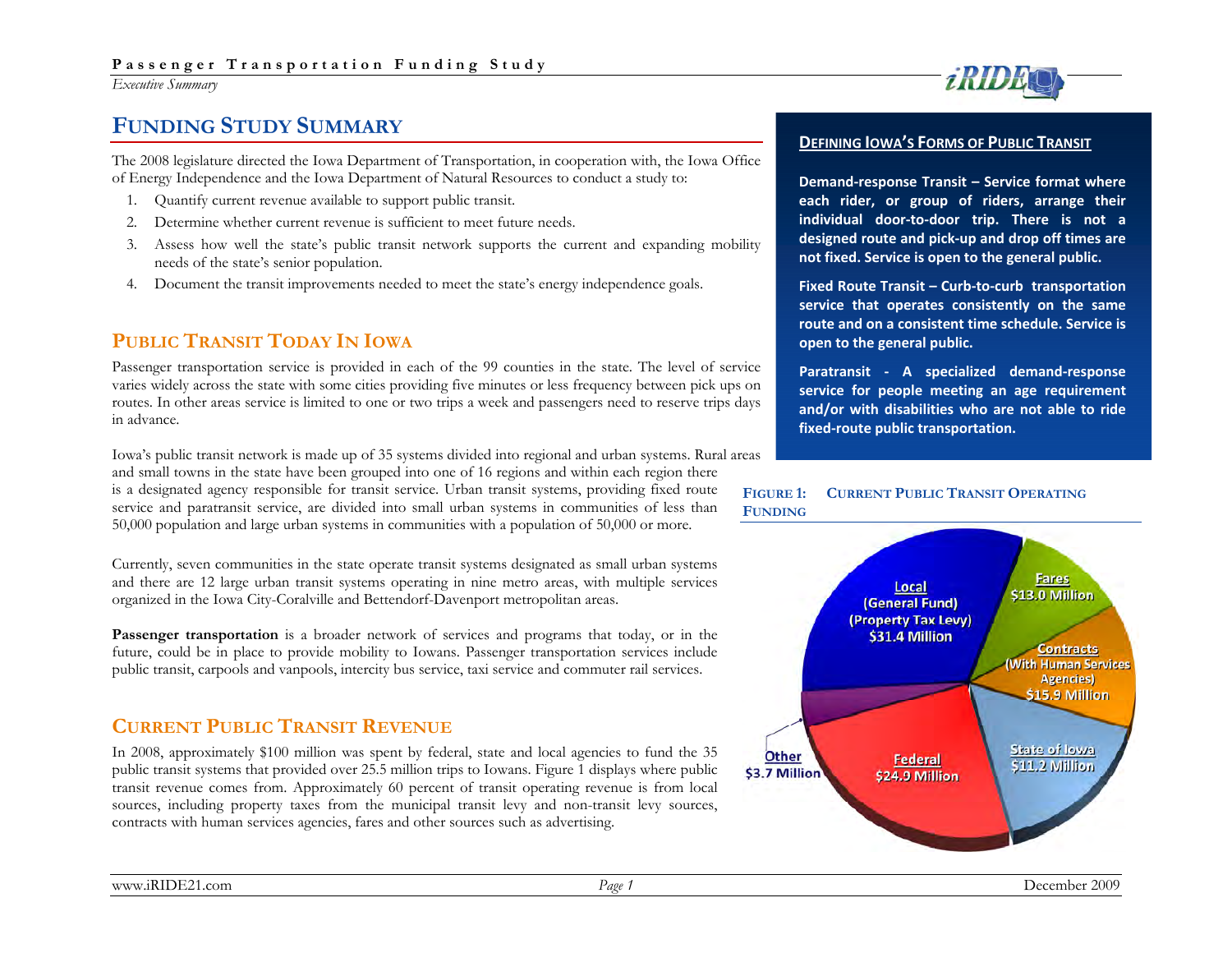# Funding Study Summary

The 2008 legislature directed the Iowa Department of Transportation, in cooperation with, the Iowa Office of Energy Independence and the Iowa Department of Natural Resources to conduct a study to:

1. Quantify current revenue available to support public transit.
2. Determine whether current revenue is sufficient to meet future needs.
3. Assess how well the state's public transit network supports the current and expanding mobility needs of the state's senior population.
4. Document the transit improvements needed to meet the state's energy independence goals.

## Public Transit Today in Iowa

Passenger transportation service is provided in each of the 99 counties in the state. The level of service varies widely across the state with some cities providing five minutes or less frequency between pick ups on routes. In other areas service is limited to one or two trips a week and passengers need to reserve trips days in advance.

Iowa's public transit network is made up of 35 systems divided into regional and urban systems. Rural areas and small towns in the state have been grouped into one of 16 regions and within each region there is a designated agency responsible for transit service. Urban transit systems, providing fixed route service and paratransit service, are divided into small urban systems in communities of less than 50,000 population and large urban systems in communities with a population of 50,000 or more.

Currently, seven communities in the state operate transit systems designated as small urban systems and there are 12 large urban transit systems operating in nine metro areas, with multiple services organized in the Iowa City-Coralville and Bettendorf-Davenport metropolitan areas.

**Passenger transportation** is a broader network of services and programs that today, or in the future, could be in place to provide mobility to Iowans. Passenger transportation services include public transit, carpools and vanpools, intercity bus service, taxi service and commuter rail services.

## Current Public Transit Revenue

In 2008, approximately $100 million was spent by federal, state and local agencies to fund the 35 public transit systems that provided over 25.5 million trips to Iowans. Figure 1 displays where public transit revenue comes from. Approximately 60 percent of transit operating revenue is from local sources, including property taxes from the municipal transit levy and non-transit levy sources, contracts with human services agencies, fares and other sources such as advertising.

**Defining Iowa's Forms of Public Transit**

**Demand-response Transit – Service format where each rider, or group of riders, arrange their individual door-to-door trip. There is not a designated route and pick-up and drop off times are not fixed. Service is open to the general public.**

**Fixed Route Transit – Curb-to-curb transportation service that operates consistently on the same route and on a consistent time schedule. Service is open to the general public.**

**Paratransit - A specialized demand-response service for people meeting an age requirement and/or with disabilities who are not able to ride fixed-route public transportation.**

**Figure 1: Current Public Transit Operating Funding**

| Source | Amount |
| --- | --- |
| Local (General Fund) (Property Tax Levy) | $31.4 Million |
| Fares | $13.0 Million |
| Contracts (With Human Services Agencies) | $15.9 Million |
| State of Iowa | $11.2 Million |
| Federal | $24.9 Million |
| Other | $3.7 Million |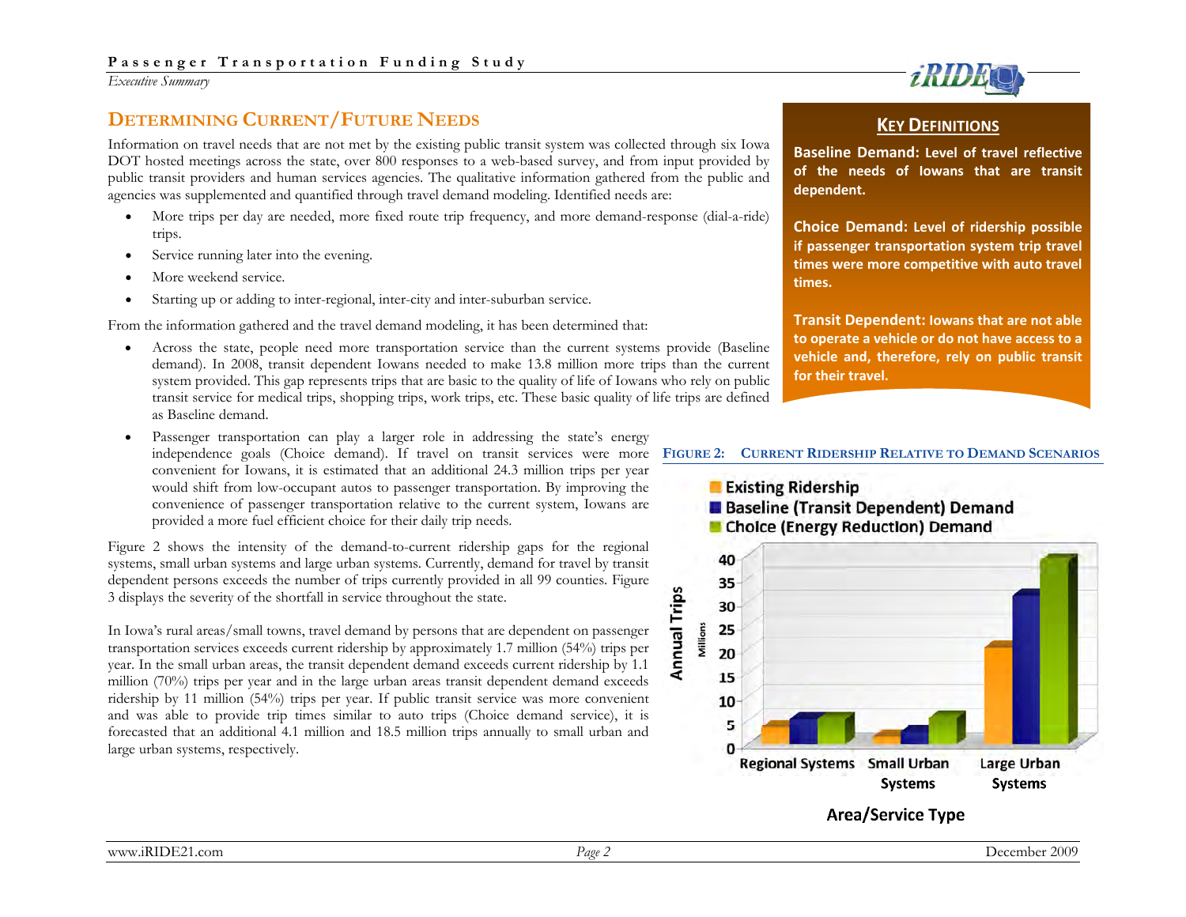## DETERMINING CURRENT/FUTURE NEEDS

Information on travel needs that are not met by the existing public transit system was collected through six Iowa DOT hosted meetings across the state, over 800 responses to a web-based survey, and from input provided by public transit providers and human services agencies. The qualitative information gathered from the public and agencies was supplemented and quantified through travel demand modeling. Identified needs are:

- More trips per day are needed, more fixed route trip frequency, and more demand-response (dial-a-ride) trips.
- Service running later into the evening.
- More weekend service.
- Starting up or adding to inter-regional, inter-city and inter-suburban service.

From the information gathered and the travel demand modeling, it has been determined that:

- Across the state, people need more transportation service than the current systems provide (Baseline demand). In 2008, transit dependent Iowans needed to make 13.8 million more trips than the current system provided. This gap represents trips that are basic to the quality of life of Iowans who rely on public transit service for medical trips, shopping trips, work trips, etc. These basic quality of life trips are defined as Baseline demand.
- Passenger transportation can play a larger role in addressing the state's energy independence goals (Choice demand). If travel on transit services were more convenient for Iowans, it is estimated that an additional 24.3 million trips per year would shift from low-occupant autos to passenger transportation. By improving the convenience of passenger transportation relative to the current system, Iowans are provided a more fuel efficient choice for their daily trip needs.

Figure 2 shows the intensity of the demand-to-current ridership gaps for the regional systems, small urban systems and large urban systems. Currently, demand for travel by transit dependent persons exceeds the number of trips currently provided in all 99 counties. Figure 3 displays the severity of the shortfall in service throughout the state.

In Iowa's rural areas/small towns, travel demand by persons that are dependent on passenger transportation services exceeds current ridership by approximately 1.7 million (54%) trips per year. In the small urban areas, the transit dependent demand exceeds current ridership by 1.1 million (70%) trips per year and in the large urban areas transit dependent demand exceeds ridership by 11 million (54%) trips per year. If public transit service was more convenient and was able to provide trip times similar to auto trips (Choice demand service), it is forecasted that an additional 4.1 million and 18.5 million trips annually to small urban and large urban systems, respectively.

### KEY DEFINITIONS

**Baseline Demand:** Level of travel reflective of the needs of Iowans that are transit dependent.

**Choice Demand:** Level of ridership possible if passenger transportation system trip travel times were more competitive with auto travel times.

**Transit Dependent:** Iowans that are not able to operate a vehicle or do not have access to a vehicle and, therefore, rely on public transit for their travel.

**FIGURE 2: CURRENT RIDERSHIP RELATIVE TO DEMAND SCENARIOS**

- Existing Ridership
- Baseline (Transit Dependent) Demand
- Choice (Energy Reduction) Demand

Annual Trips (Millions): 0, 5, 10, 15, 20, 25, 30, 35, 40

Area/Service Type: Regional Systems, Small Urban Systems, Large Urban Systems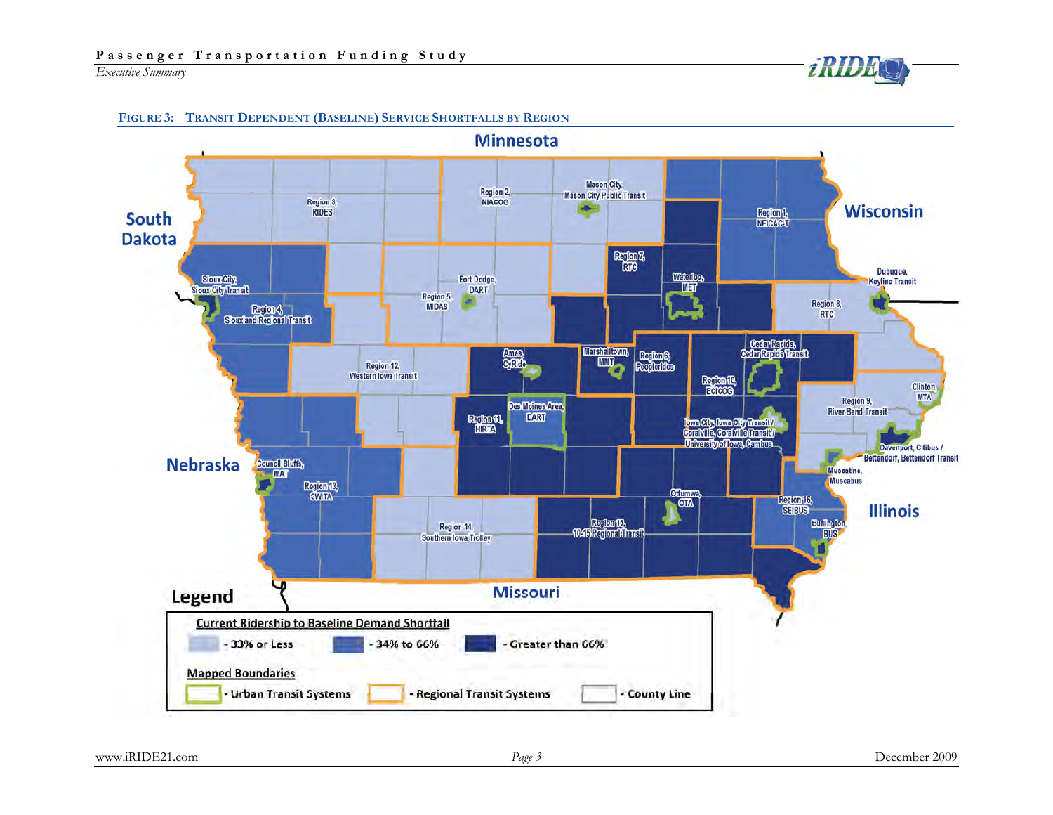**FIGURE 3: TRANSIT DEPENDENT (BASELINE) SERVICE SHORTFALLS BY REGION**

Minnesota

South Dakota

Wisconsin

Nebraska

Illinois

Missouri

Region 3, RIDES

Region 2, NIACOG

Mason City, Mason City Public Transit

Region 1, NEICAC-T

Region 7, RTC

Waterloo, MET

Dubuque, Keyline Transit

Region 8, RTC

Sioux City, Sioux City Transit

Region 4, Siouxland Regional Transit

Fort Dodge, DART

Region 5, MIDAS

Region 12, Western Iowa Transit

Ames, CyRide

Marshalltown, MMT

Region 6, Peoplerides

Cedar Rapids, Cedar Rapids Transit

Region 10, ECICOG

Clinton, MTA

Region 9, River Bend Transit

Des Moines Area, DART

Region 11, HIRTA

Iowa City, Iowa City Transit / Coralville, Coralville Transit / University of Iowa, Cambus

Davenport, Citibus / Bettendorf, Bettendorf Transit

Muscatine, Muscabus

Council Bluffs, MAT

Region 13, SWITA

Ottumwa, OTA

Region 16, SEIBUS

Region 14, Southern Iowa Trolley

Region 15, 10-15 Regional Transit

Burlington, BUS

**Legend**

Current Ridership to Baseline Demand Shortfall

- 33% or Less
- 34% to 66%
- Greater than 66%

Mapped Boundaries

- Urban Transit Systems
- Regional Transit Systems
- County Line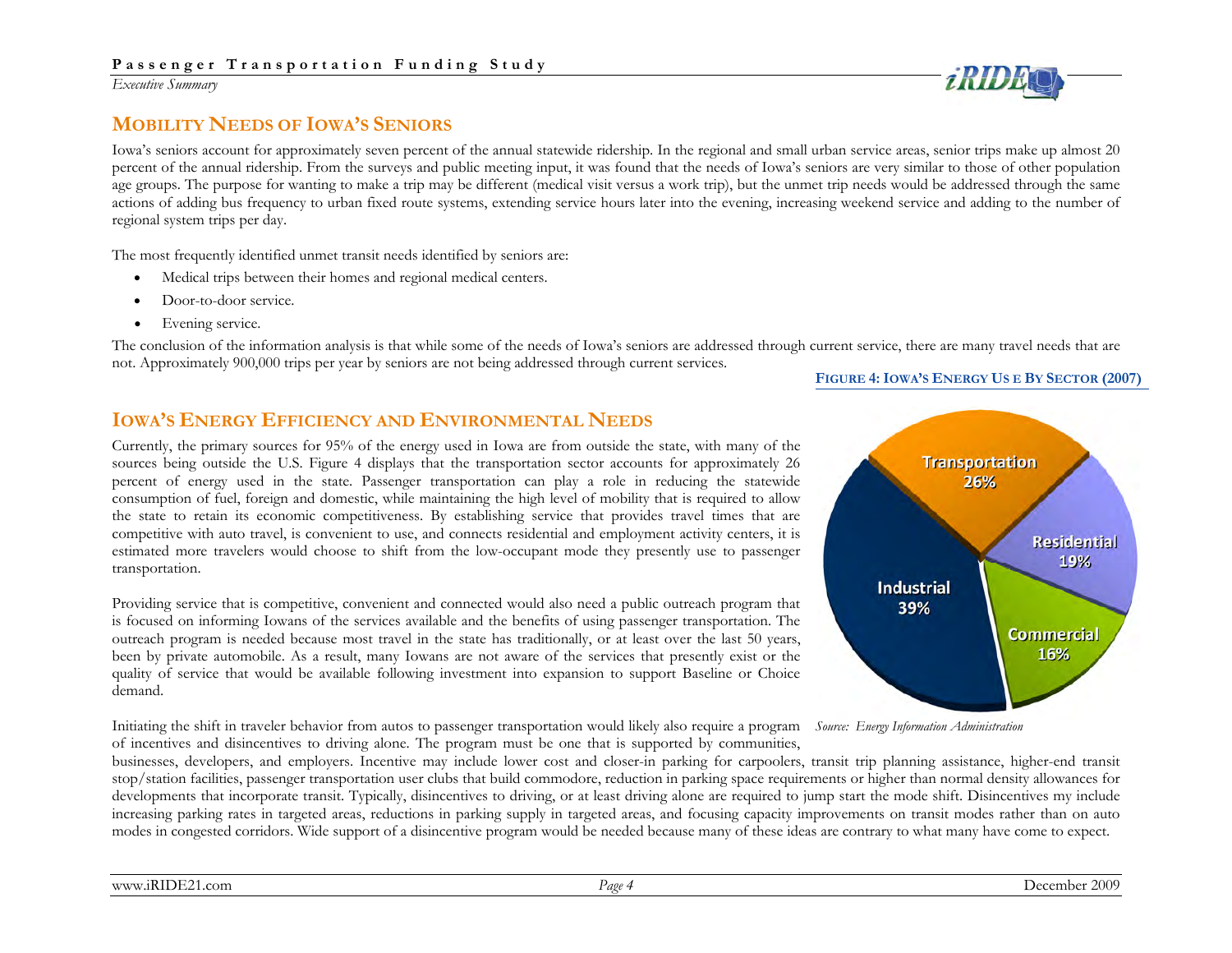## Mobility Needs of Iowa's Seniors

Iowa's seniors account for approximately seven percent of the annual statewide ridership. In the regional and small urban service areas, senior trips make up almost 20 percent of the annual ridership. From the surveys and public meeting input, it was found that the needs of Iowa's seniors are very similar to those of other population age groups. The purpose for wanting to make a trip may be different (medical visit versus a work trip), but the unmet trip needs would be addressed through the same actions of adding bus frequency to urban fixed route systems, extending service hours later into the evening, increasing weekend service and adding to the number of regional system trips per day.

The most frequently identified unmet transit needs identified by seniors are:

- Medical trips between their homes and regional medical centers.
- Door-to-door service.
- Evening service.

The conclusion of the information analysis is that while some of the needs of Iowa's seniors are addressed through current service, there are many travel needs that are not. Approximately 900,000 trips per year by seniors are not being addressed through current services.

## Iowa's Energy Efficiency and Environmental Needs

Currently, the primary sources for 95% of the energy used in Iowa are from outside the state, with many of the sources being outside the U.S. Figure 4 displays that the transportation sector accounts for approximately 26 percent of energy used in the state. Passenger transportation can play a role in reducing the statewide consumption of fuel, foreign and domestic, while maintaining the high level of mobility that is required to allow the state to retain its economic competitiveness. By establishing service that provides travel times that are competitive with auto travel, is convenient to use, and connects residential and employment activity centers, it is estimated more travelers would choose to shift from the low-occupant mode they presently use to passenger transportation.

**Figure 4: Iowa's Energy Us e By Sector (2007)**

| Sector | Share |
|---|---|
| Transportation | 26% |
| Residential | 19% |
| Commercial | 16% |
| Industrial | 39% |

*Source: Energy Information Administration*

Providing service that is competitive, convenient and connected would also need a public outreach program that is focused on informing Iowans of the services available and the benefits of using passenger transportation. The outreach program is needed because most travel in the state has traditionally, or at least over the last 50 years, been by private automobile. As a result, many Iowans are not aware of the services that presently exist or the quality of service that would be available following investment into expansion to support Baseline or Choice demand.

Initiating the shift in traveler behavior from autos to passenger transportation would likely also require a program of incentives and disincentives to driving alone. The program must be one that is supported by communities, businesses, developers, and employers. Incentive may include lower cost and closer-in parking for carpoolers, transit trip planning assistance, higher-end transit stop/station facilities, passenger transportation user clubs that build commodore, reduction in parking space requirements or higher than normal density allowances for developments that incorporate transit. Typically, disincentives to driving, or at least driving alone are required to jump start the mode shift. Disincentives my include increasing parking rates in targeted areas, reductions in parking supply in targeted areas, and focusing capacity improvements on transit modes rather than on auto modes in congested corridors. Wide support of a disincentive program would be needed because many of these ideas are contrary to what many have come to expect.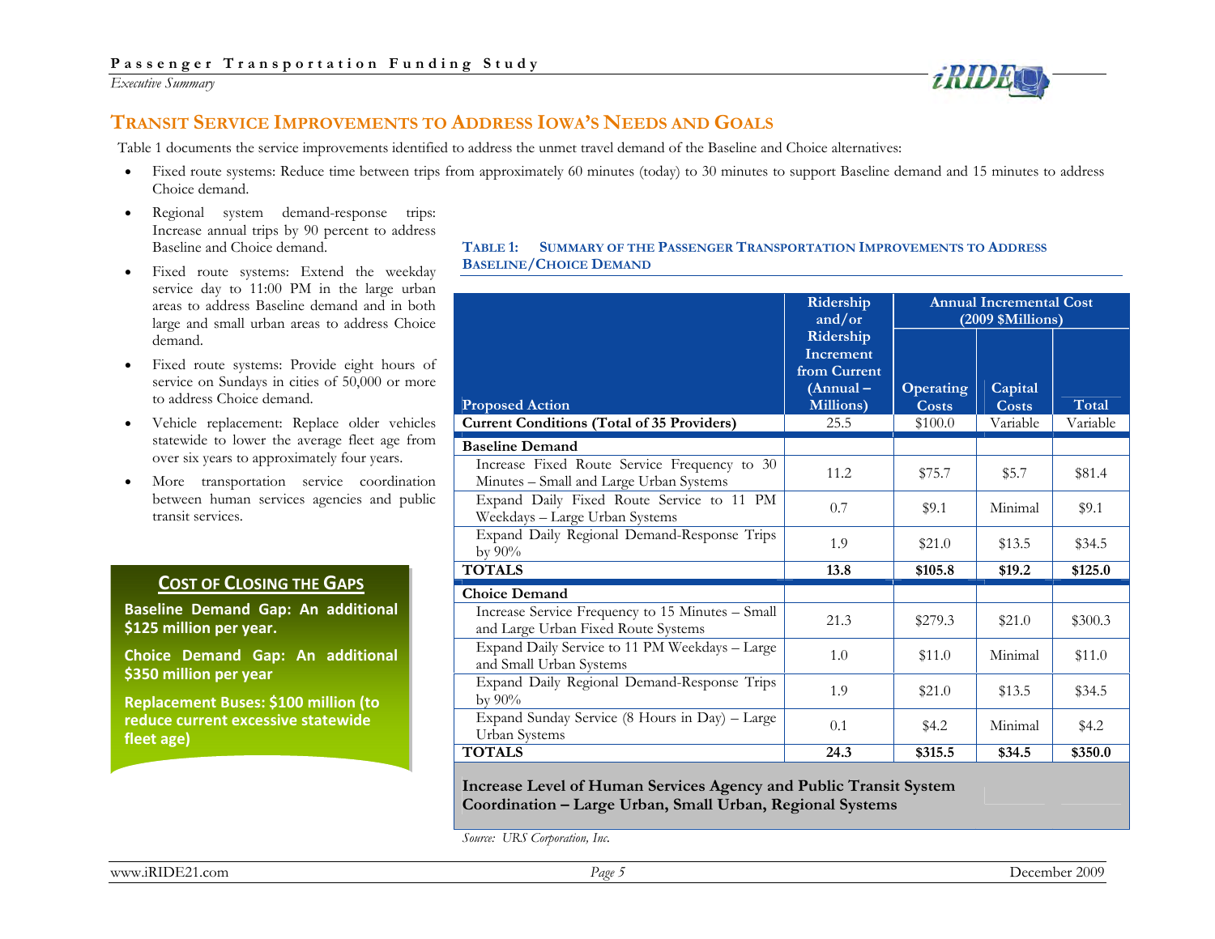## Transit Service Improvements to Address Iowa's Needs and Goals

Table 1 documents the service improvements identified to address the unmet travel demand of the Baseline and Choice alternatives:

- Fixed route systems: Reduce time between trips from approximately 60 minutes (today) to 30 minutes to support Baseline demand and 15 minutes to address Choice demand.
- Regional system demand-response trips: Increase annual trips by 90 percent to address Baseline and Choice demand.
- Fixed route systems: Extend the weekday service day to 11:00 PM in the large urban areas to address Baseline demand and in both large and small urban areas to address Choice demand.
- Fixed route systems: Provide eight hours of service on Sundays in cities of 50,000 or more to address Choice demand.
- Vehicle replacement: Replace older vehicles statewide to lower the average fleet age from over six years to approximately four years.
- More transportation service coordination between human services agencies and public transit services.

**Cost of Closing the Gaps**

**Baseline Demand Gap: An additional $125 million per year.**

**Choice Demand Gap: An additional $350 million per year**

**Replacement Buses: $100 million (to reduce current excessive statewide fleet age)**

**Table 1: Summary of the Passenger Transportation Improvements to Address Baseline/Choice Demand**

| Proposed Action | Ridership and/or Ridership Increment from Current (Annual – Millions) | Annual Incremental Cost (2009 $Millions) | | |
|---|---|---|---|---|
| | | Operating Costs | Capital Costs | Total |
| **Current Conditions (Total of 35 Providers)** | 25.5 | $100.0 | Variable | Variable |
| **Baseline Demand** | | | | |
| Increase Fixed Route Service Frequency to 30 Minutes – Small and Large Urban Systems | 11.2 | $75.7 | $5.7 | $81.4 |
| Expand Daily Fixed Route Service to 11 PM Weekdays – Large Urban Systems | 0.7 | $9.1 | Minimal | $9.1 |
| Expand Daily Regional Demand-Response Trips by 90% | 1.9 | $21.0 | $13.5 | $34.5 |
| **TOTALS** | **13.8** | **$105.8** | **$19.2** | **$125.0** |
| **Choice Demand** | | | | |
| Increase Service Frequency to 15 Minutes – Small and Large Urban Fixed Route Systems | 21.3 | $279.3 | $21.0 | $300.3 |
| Expand Daily Service to 11 PM Weekdays – Large and Small Urban Systems | 1.0 | $11.0 | Minimal | $11.0 |
| Expand Daily Regional Demand-Response Trips by 90% | 1.9 | $21.0 | $13.5 | $34.5 |
| Expand Sunday Service (8 Hours in Day) – Large Urban Systems | 0.1 | $4.2 | Minimal | $4.2 |
| **TOTALS** | **24.3** | **$315.5** | **$34.5** | **$350.0** |
| **Increase Level of Human Services Agency and Public Transit System Coordination – Large Urban, Small Urban, Regional Systems** | | | | |

*Source: URS Corporation, Inc.*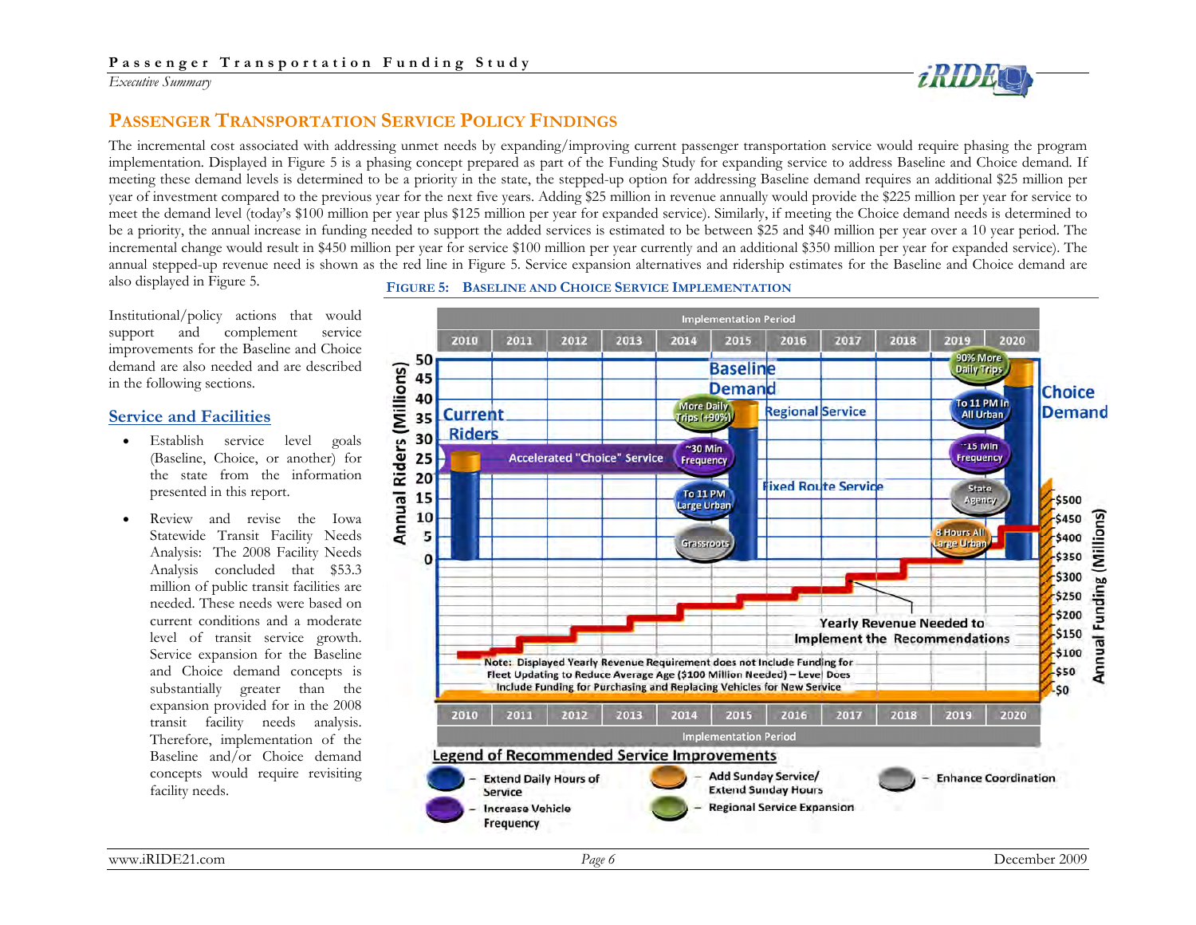## Passenger Transportation Service Policy Findings

The incremental cost associated with addressing unmet needs by expanding/improving current passenger transportation service would require phasing the program implementation. Displayed in Figure 5 is a phasing concept prepared as part of the Funding Study for expanding service to address Baseline and Choice demand. If meeting these demand levels is determined to be a priority in the state, the stepped-up option for addressing Baseline demand requires an additional $25 million per year of investment compared to the previous year for the next five years. Adding $25 million in revenue annually would provide the $225 million per year for service to meet the demand level (today's $100 million per year plus $125 million per year for expanded service). Similarly, if meeting the Choice demand needs is determined to be a priority, the annual increase in funding needed to support the added services is estimated to be between $25 and $40 million per year over a 10 year period. The incremental change would result in $450 million per year for service $100 million per year currently and an additional $350 million per year for expanded service). The annual stepped-up revenue need is shown as the red line in Figure 5. Service expansion alternatives and ridership estimates for the Baseline and Choice demand are also displayed in Figure 5.

Institutional/policy actions that would support and complement service improvements for the Baseline and Choice demand are also needed and are described in the following sections.

### Service and Facilities

- Establish service level goals (Baseline, Choice, or another) for the state from the information presented in this report.
- Review and revise the Iowa Statewide Transit Facility Needs Analysis: The 2008 Facility Needs Analysis concluded that $53.3 million of public transit facilities are needed. These needs were based on current conditions and a moderate level of transit service growth. Service expansion for the Baseline and Choice demand concepts is substantially greater than the expansion provided for in the 2008 transit facility needs analysis. Therefore, implementation of the Baseline and/or Choice demand concepts would require revisiting facility needs.

**Figure 5: Baseline and Choice Service Implementation**

Note: Displayed Yearly Revenue Requirement does not Include Funding for Fleet Updating to Reduce Average Age ($100 Million Needed) – Level Does Include Funding for Purchasing and Replacing Vehicles for New Service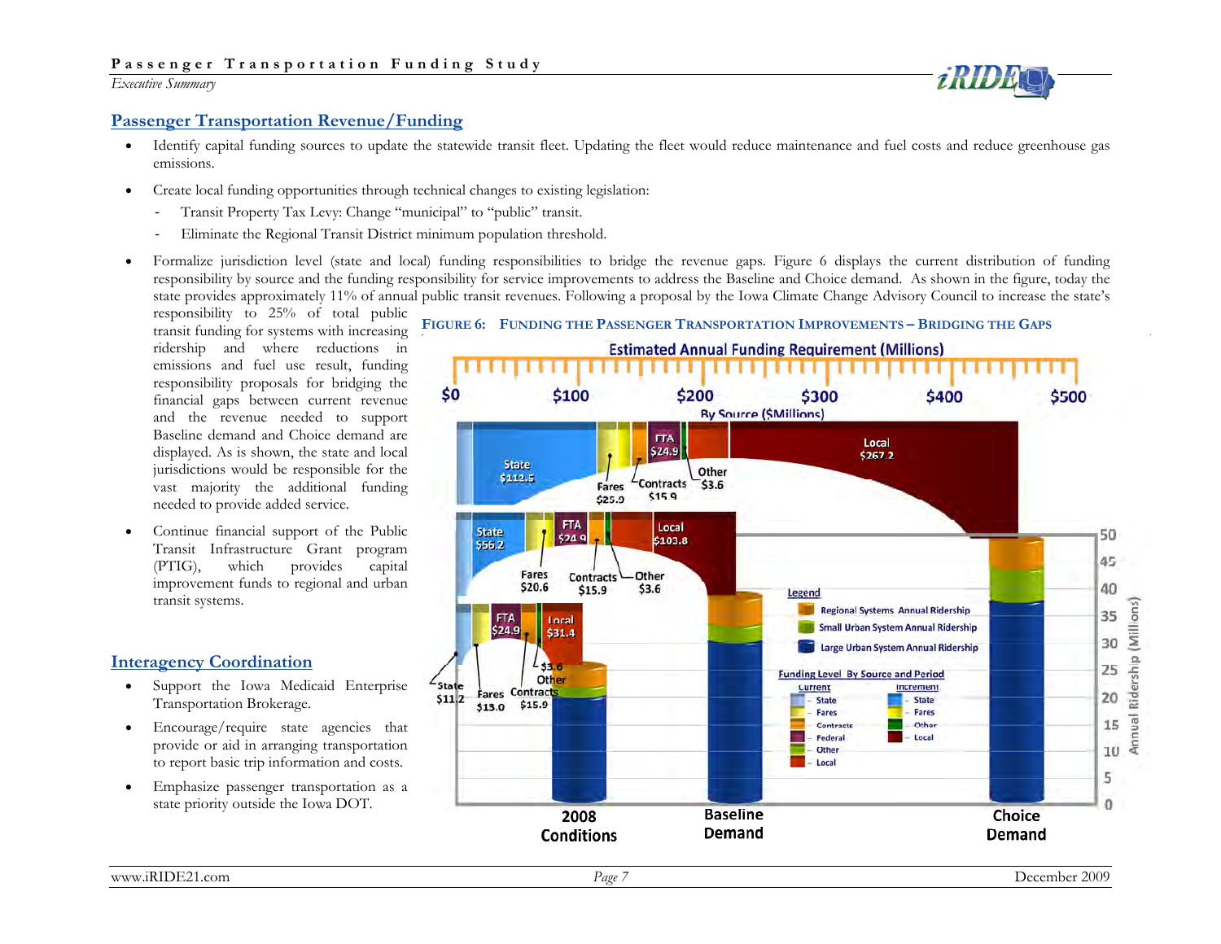## Passenger Transportation Revenue/Funding

- Identify capital funding sources to update the statewide transit fleet. Updating the fleet would reduce maintenance and fuel costs and reduce greenhouse gas emissions.
- Create local funding opportunities through technical changes to existing legislation:
  - Transit Property Tax Levy: Change "municipal" to "public" transit.
  - Eliminate the Regional Transit District minimum population threshold.
- Formalize jurisdiction level (state and local) funding responsibilities to bridge the revenue gaps. Figure 6 displays the current distribution of funding responsibility by source and the funding responsibility for service improvements to address the Baseline and Choice demand. As shown in the figure, today the state provides approximately 11% of annual public transit revenues. Following a proposal by the Iowa Climate Change Advisory Council to increase the state's responsibility to 25% of total public transit funding for systems with increasing ridership and where reductions in emissions and fuel use result, funding responsibility proposals for bridging the financial gaps between current revenue and the revenue needed to support Baseline demand and Choice demand are displayed. As is shown, the state and local jurisdictions would be responsible for the vast majority the additional funding needed to provide added service.
- Continue financial support of the Public Transit Infrastructure Grant program (PTIG), which provides capital improvement funds to regional and urban transit systems.

**FIGURE 6: FUNDING THE PASSENGER TRANSPORTATION IMPROVEMENTS – BRIDGING THE GAPS**

## Interagency Coordination

- Support the Iowa Medicaid Enterprise Transportation Brokerage.
- Encourage/require state agencies that provide or aid in arranging transportation to report basic trip information and costs.
- Emphasize passenger transportation as a state priority outside the Iowa DOT.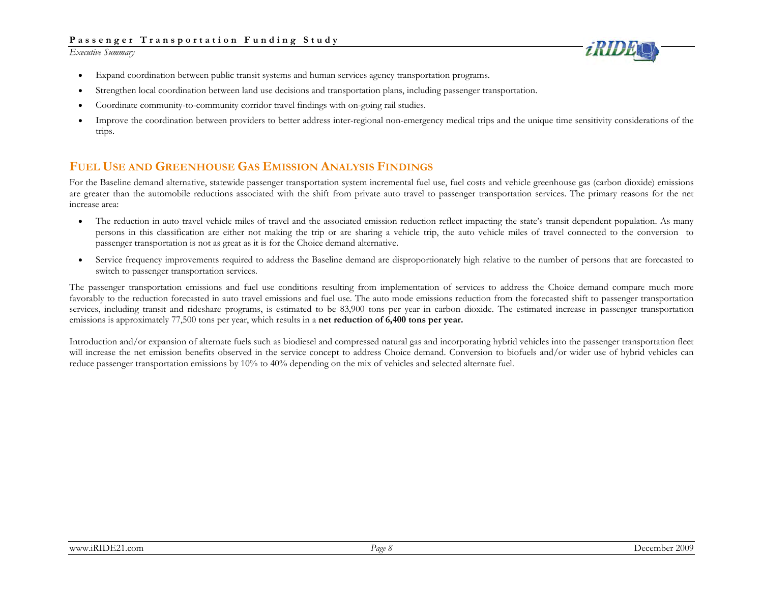- Expand coordination between public transit systems and human services agency transportation programs.
- Strengthen local coordination between land use decisions and transportation plans, including passenger transportation.
- Coordinate community-to-community corridor travel findings with on-going rail studies.
- Improve the coordination between providers to better address inter-regional non-emergency medical trips and the unique time sensitivity considerations of the trips.

## Fuel Use and Greenhouse Gas Emission Analysis Findings

For the Baseline demand alternative, statewide passenger transportation system incremental fuel use, fuel costs and vehicle greenhouse gas (carbon dioxide) emissions are greater than the automobile reductions associated with the shift from private auto travel to passenger transportation services. The primary reasons for the net increase area:

- The reduction in auto travel vehicle miles of travel and the associated emission reduction reflect impacting the state's transit dependent population. As many persons in this classification are either not making the trip or are sharing a vehicle trip, the auto vehicle miles of travel connected to the conversion to passenger transportation is not as great as it is for the Choice demand alternative.
- Service frequency improvements required to address the Baseline demand are disproportionately high relative to the number of persons that are forecasted to switch to passenger transportation services.

The passenger transportation emissions and fuel use conditions resulting from implementation of services to address the Choice demand compare much more favorably to the reduction forecasted in auto travel emissions and fuel use. The auto mode emissions reduction from the forecasted shift to passenger transportation services, including transit and rideshare programs, is estimated to be 83,900 tons per year in carbon dioxide. The estimated increase in passenger transportation emissions is approximately 77,500 tons per year, which results in a **net reduction of 6,400 tons per year.**

Introduction and/or expansion of alternate fuels such as biodiesel and compressed natural gas and incorporating hybrid vehicles into the passenger transportation fleet will increase the net emission benefits observed in the service concept to address Choice demand. Conversion to biofuels and/or wider use of hybrid vehicles can reduce passenger transportation emissions by 10% to 40% depending on the mix of vehicles and selected alternate fuel.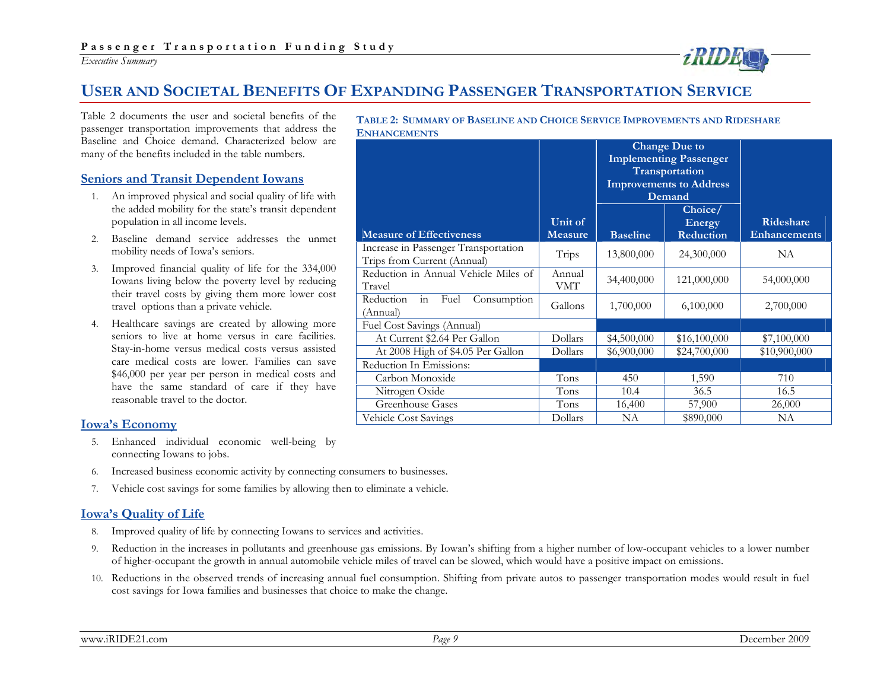# User and Societal Benefits Of Expanding Passenger Transportation Service

Table 2 documents the user and societal benefits of the passenger transportation improvements that address the Baseline and Choice demand. Characterized below are many of the benefits included in the table numbers.

## Seniors and Transit Dependent Iowans

1. An improved physical and social quality of life with the added mobility for the state's transit dependent population in all income levels.
2. Baseline demand service addresses the unmet mobility needs of Iowa's seniors.
3. Improved financial quality of life for the 334,000 Iowans living below the poverty level by reducing their travel costs by giving them more lower cost travel options than a private vehicle.
4. Healthcare savings are created by allowing more seniors to live at home versus in care facilities. Stay-in-home versus medical costs versus assisted care medical costs are lower. Families can save $46,000 per year per person in medical costs and have the same standard of care if they have reasonable travel to the doctor.

**Table 2: Summary of Baseline and Choice Service Improvements and Rideshare Enhancements**

| Measure of Effectiveness | Unit of Measure | Change Due to Implementing Passenger Transportation Improvements to Address Demand: Baseline | Change Due to Implementing Passenger Transportation Improvements to Address Demand: Choice/ Energy Reduction | Rideshare Enhancements |
|---|---|---|---|---|
| Increase in Passenger Transportation Trips from Current (Annual) | Trips | 13,800,000 | 24,300,000 | NA |
| Reduction in Annual Vehicle Miles of Travel | Annual VMT | 34,400,000 | 121,000,000 | 54,000,000 |
| Reduction in Fuel Consumption (Annual) | Gallons | 1,700,000 | 6,100,000 | 2,700,000 |
| Fuel Cost Savings (Annual) | | | | |
| At Current $2.64 Per Gallon | Dollars | $4,500,000 | $16,100,000 | $7,100,000 |
| At 2008 High of $4.05 Per Gallon | Dollars | $6,900,000 | $24,700,000 | $10,900,000 |
| Reduction In Emissions: | | | | |
| Carbon Monoxide | Tons | 450 | 1,590 | 710 |
| Nitrogen Oxide | Tons | 10.4 | 36.5 | 16.5 |
| Greenhouse Gases | Tons | 16,400 | 57,900 | 26,000 |
| Vehicle Cost Savings | Dollars | NA | $890,000 | NA |

## Iowa's Economy

5. Enhanced individual economic well-being by connecting Iowans to jobs.
6. Increased business economic activity by connecting consumers to businesses.
7. Vehicle cost savings for some families by allowing then to eliminate a vehicle.

## Iowa's Quality of Life

8. Improved quality of life by connecting Iowans to services and activities.
9. Reduction in the increases in pollutants and greenhouse gas emissions. By Iowan's shifting from a higher number of low-occupant vehicles to a lower number of higher-occupant the growth in annual automobile vehicle miles of travel can be slowed, which would have a positive impact on emissions.
10. Reductions in the observed trends of increasing annual fuel consumption. Shifting from private autos to passenger transportation modes would result in fuel cost savings for Iowa families and businesses that choice to make the change.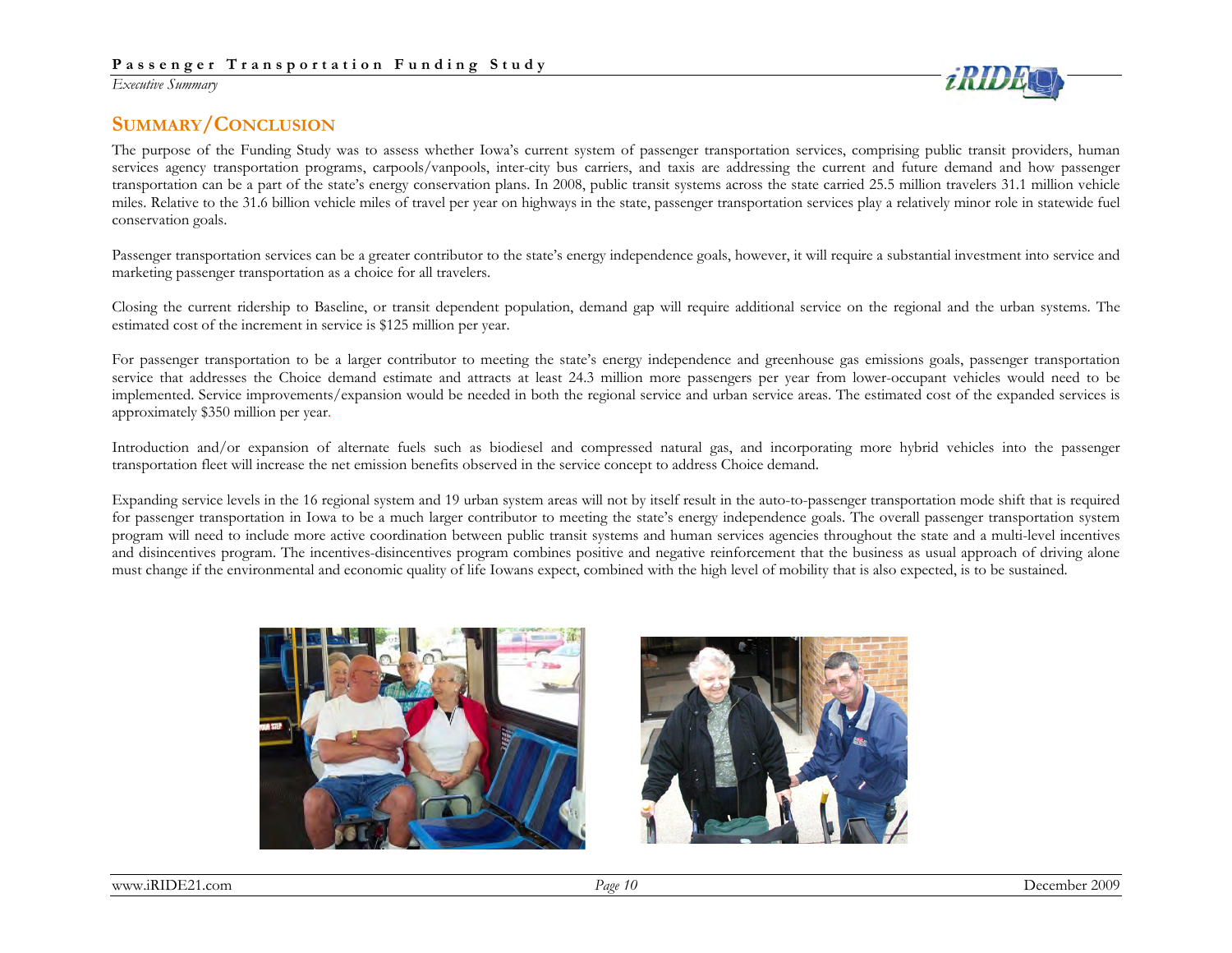## SUMMARY/CONCLUSION

The purpose of the Funding Study was to assess whether Iowa's current system of passenger transportation services, comprising public transit providers, human services agency transportation programs, carpools/vanpools, inter-city bus carriers, and taxis are addressing the current and future demand and how passenger transportation can be a part of the state's energy conservation plans. In 2008, public transit systems across the state carried 25.5 million travelers 31.1 million vehicle miles. Relative to the 31.6 billion vehicle miles of travel per year on highways in the state, passenger transportation services play a relatively minor role in statewide fuel conservation goals.

Passenger transportation services can be a greater contributor to the state's energy independence goals, however, it will require a substantial investment into service and marketing passenger transportation as a choice for all travelers.

Closing the current ridership to Baseline, or transit dependent population, demand gap will require additional service on the regional and the urban systems. The estimated cost of the increment in service is $125 million per year.

For passenger transportation to be a larger contributor to meeting the state's energy independence and greenhouse gas emissions goals, passenger transportation service that addresses the Choice demand estimate and attracts at least 24.3 million more passengers per year from lower-occupant vehicles would need to be implemented. Service improvements/expansion would be needed in both the regional service and urban service areas. The estimated cost of the expanded services is approximately $350 million per year.

Introduction and/or expansion of alternate fuels such as biodiesel and compressed natural gas, and incorporating more hybrid vehicles into the passenger transportation fleet will increase the net emission benefits observed in the service concept to address Choice demand.

Expanding service levels in the 16 regional system and 19 urban system areas will not by itself result in the auto-to-passenger transportation mode shift that is required for passenger transportation in Iowa to be a much larger contributor to meeting the state's energy independence goals. The overall passenger transportation system program will need to include more active coordination between public transit systems and human services agencies throughout the state and a multi-level incentives and disincentives program. The incentives-disincentives program combines positive and negative reinforcement that the business as usual approach of driving alone must change if the environmental and economic quality of life Iowans expect, combined with the high level of mobility that is also expected, is to be sustained.